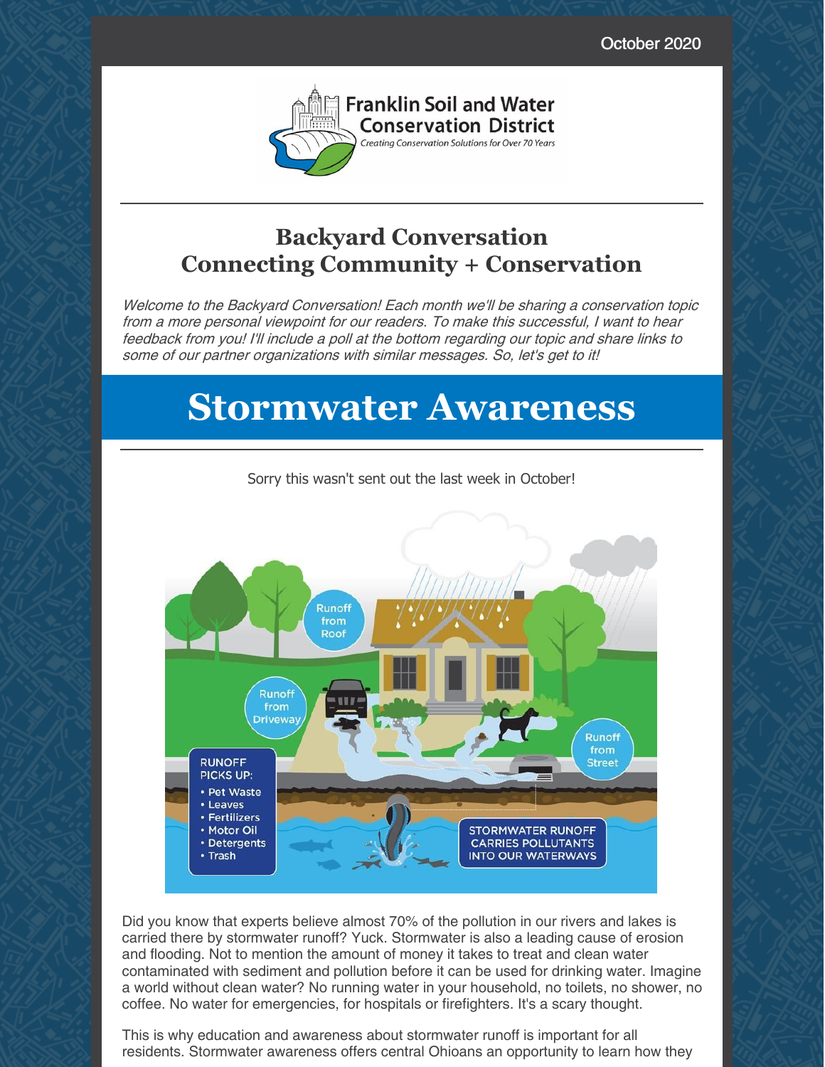October 2020

Franklin Soil and Water Conservation District

*Creating Conservation Solutions for Over 70 Years*

## Backyard Conversation
## Connecting Community + Conservation

*Welcome to the Backyard Conversation! Each month we'll be sharing a conservation topic from a more personal viewpoint for our readers. To make this successful, I want to hear feedback from you! I'll include a poll at the bottom regarding our topic and share links to some of our partner organizations with similar messages. So, let's get to it!*

# Stormwater Awareness

Sorry this wasn't sent out the last week in October!

Runoff from Roof

Runoff from Driveway

Runoff from Street

RUNOFF PICKS UP:
- Pet Waste
- Leaves
- Fertilizers
- Motor Oil
- Detergents
- Trash

STORMWATER RUNOFF CARRIES POLLUTANTS INTO OUR WATERWAYS

Did you know that experts believe almost 70% of the pollution in our rivers and lakes is carried there by stormwater runoff? Yuck. Stormwater is also a leading cause of erosion and flooding. Not to mention the amount of money it takes to treat and clean water contaminated with sediment and pollution before it can be used for drinking water. Imagine a world without clean water? No running water in your household, no toilets, no shower, no coffee. No water for emergencies, for hospitals or firefighters. It's a scary thought.

This is why education and awareness about stormwater runoff is important for all residents. Stormwater awareness offers central Ohioans an opportunity to learn how they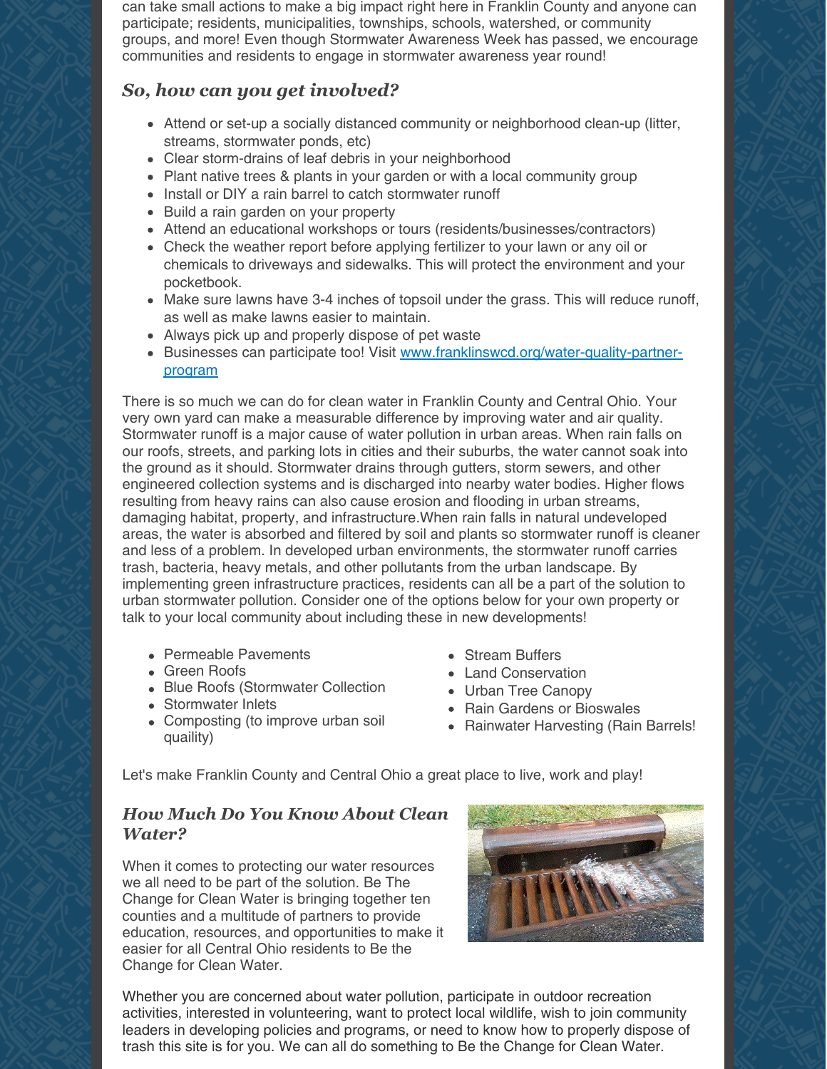can take small actions to make a big impact right here in Franklin County and anyone can participate; residents, municipalities, townships, schools, watershed, or community groups, and more! Even though Stormwater Awareness Week has passed, we encourage communities and residents to engage in stormwater awareness year round!

### *So, how can you get involved?*

- Attend or set-up a socially distanced community or neighborhood clean-up (litter, streams, stormwater ponds, etc)
- Clear storm-drains of leaf debris in your neighborhood
- Plant native trees & plants in your garden or with a local community group
- Install or DIY a rain barrel to catch stormwater runoff
- Build a rain garden on your property
- Attend an educational workshops or tours (residents/businesses/contractors)
- Check the weather report before applying fertilizer to your lawn or any oil or chemicals to driveways and sidewalks. This will protect the environment and your pocketbook.
- Make sure lawns have 3-4 inches of topsoil under the grass. This will reduce runoff, as well as make lawns easier to maintain.
- Always pick up and properly dispose of pet waste
- Businesses can participate too! Visit [www.franklinswcd.org/water-quality-partner-program](www.franklinswcd.org/water-quality-partner-program)

There is so much we can do for clean water in Franklin County and Central Ohio. Your very own yard can make a measurable difference by improving water and air quality. Stormwater runoff is a major cause of water pollution in urban areas. When rain falls on our roofs, streets, and parking lots in cities and their suburbs, the water cannot soak into the ground as it should. Stormwater drains through gutters, storm sewers, and other engineered collection systems and is discharged into nearby water bodies. Higher flows resulting from heavy rains can also cause erosion and flooding in urban streams, damaging habitat, property, and infrastructure.When rain falls in natural undeveloped areas, the water is absorbed and filtered by soil and plants so stormwater runoff is cleaner and less of a problem. In developed urban environments, the stormwater runoff carries trash, bacteria, heavy metals, and other pollutants from the urban landscape. By implementing green infrastructure practices, residents can all be a part of the solution to urban stormwater pollution. Consider one of the options below for your own property or talk to your local community about including these in new developments!

- Permeable Pavements
- Green Roofs
- Blue Roofs (Stormwater Collection
- Stormwater Inlets
- Composting (to improve urban soil quaility)
- Stream Buffers
- Land Conservation
- Urban Tree Canopy
- Rain Gardens or Bioswales
- Rainwater Harvesting (Rain Barrels!

Let's make Franklin County and Central Ohio a great place to live, work and play!

### *How Much Do You Know About Clean Water?*

When it comes to protecting our water resources we all need to be part of the solution. Be The Change for Clean Water is bringing together ten counties and a multitude of partners to provide education, resources, and opportunities to make it easier for all Central Ohio residents to Be the Change for Clean Water.

Whether you are concerned about water pollution, participate in outdoor recreation activities, interested in volunteering, want to protect local wildlife, wish to join community leaders in developing policies and programs, or need to know how to properly dispose of trash this site is for you. We can all do something to Be the Change for Clean Water.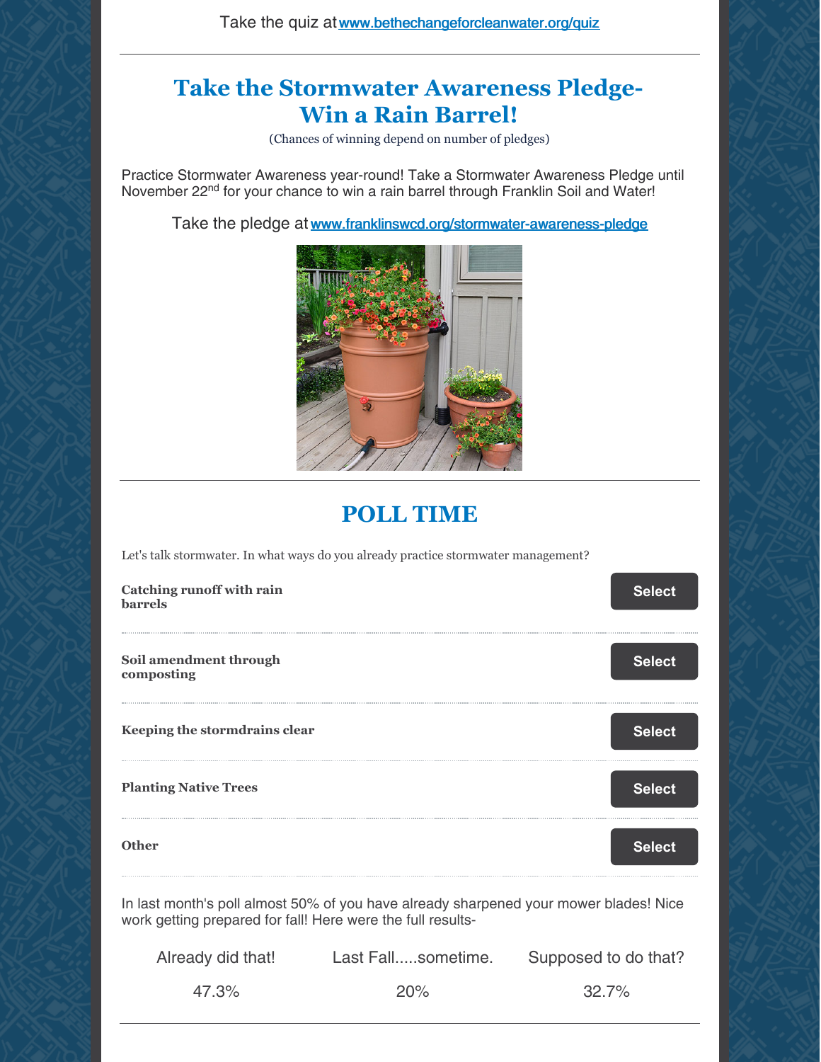Take the quiz at [www.bethechangeforcleanwater.org/quiz](www.bethechangeforcleanwater.org/quiz)

---

## Take the Stormwater Awareness Pledge- Win a Rain Barrel!

(Chances of winning depend on number of pledges)

Practice Stormwater Awareness year-round! Take a Stormwater Awareness Pledge until November 22nd for your chance to win a rain barrel through Franklin Soil and Water!

Take the pledge at [www.franklinswcd.org/stormwater-awareness-pledge](www.franklinswcd.org/stormwater-awareness-pledge)

---

## POLL TIME

Let's talk stormwater. In what ways do you already practice stormwater management?

- **Catching runoff with rain barrels** — Select
- **Soil amendment through composting** — Select
- **Keeping the stormdrains clear** — Select
- **Planting Native Trees** — Select
- **Other** — Select

In last month's poll almost 50% of you have already sharpened your mower blades! Nice work getting prepared for fall! Here were the full results-

| Already did that! | Last Fall.....sometime. | Supposed to do that? |
|---|---|---|
| 47.3% | 20% | 32.7% |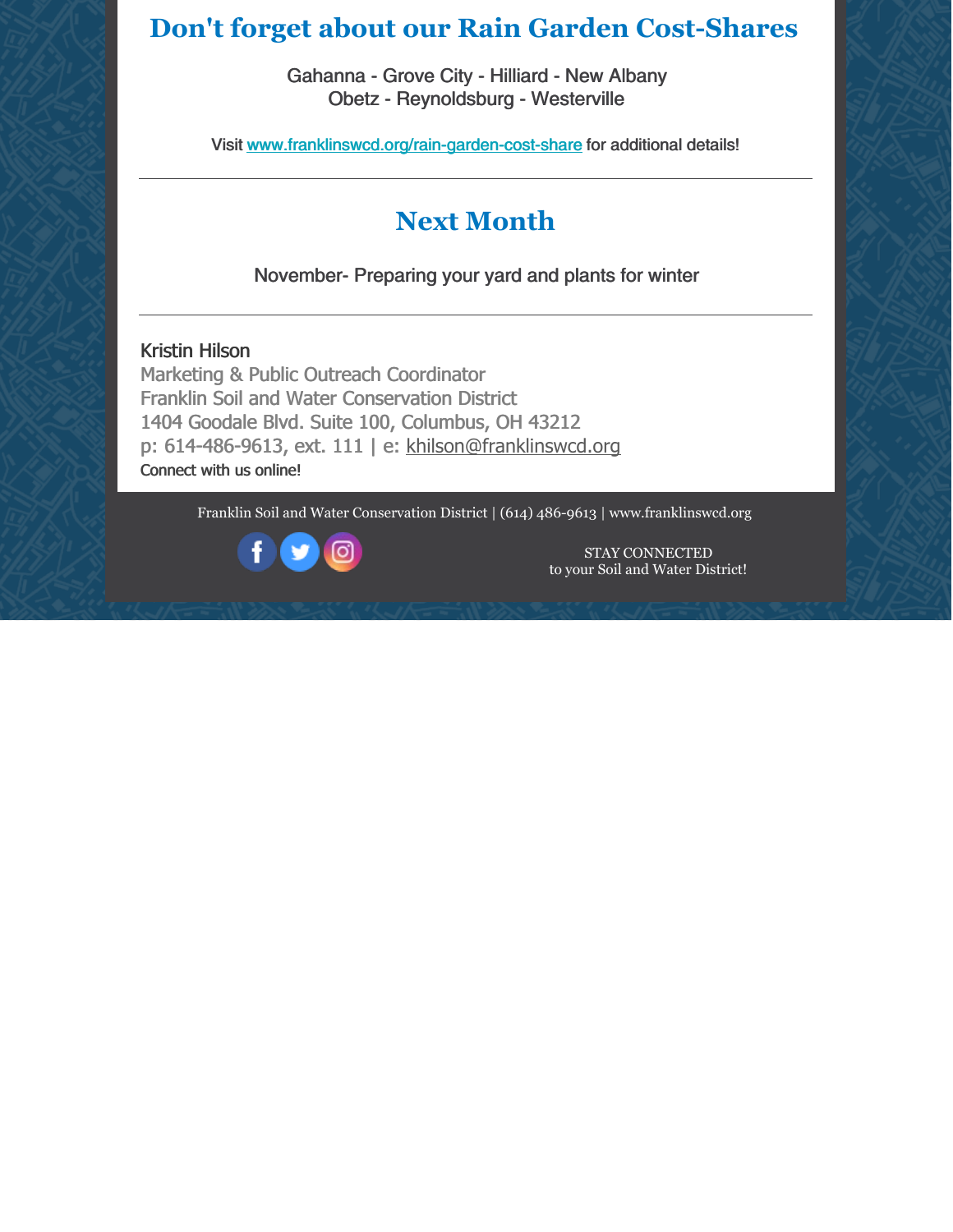## Don't forget about our Rain Garden Cost-Shares

Gahanna - Grove City - Hilliard - New Albany
Obetz - Reynoldsburg - Westerville

Visit www.franklinswcd.org/rain-garden-cost-share for additional details!

---

## Next Month

November- Preparing your yard and plants for winter

---

Kristin Hilson
Marketing & Public Outreach Coordinator
Franklin Soil and Water Conservation District
1404 Goodale Blvd. Suite 100, Columbus, OH 43212
p: 614-486-9613, ext. 111 | e: khilson@franklinswcd.org
Connect with us online!

Franklin Soil and Water Conservation District | (614) 486-9613 | www.franklinswcd.org

STAY CONNECTED
to your Soil and Water District!